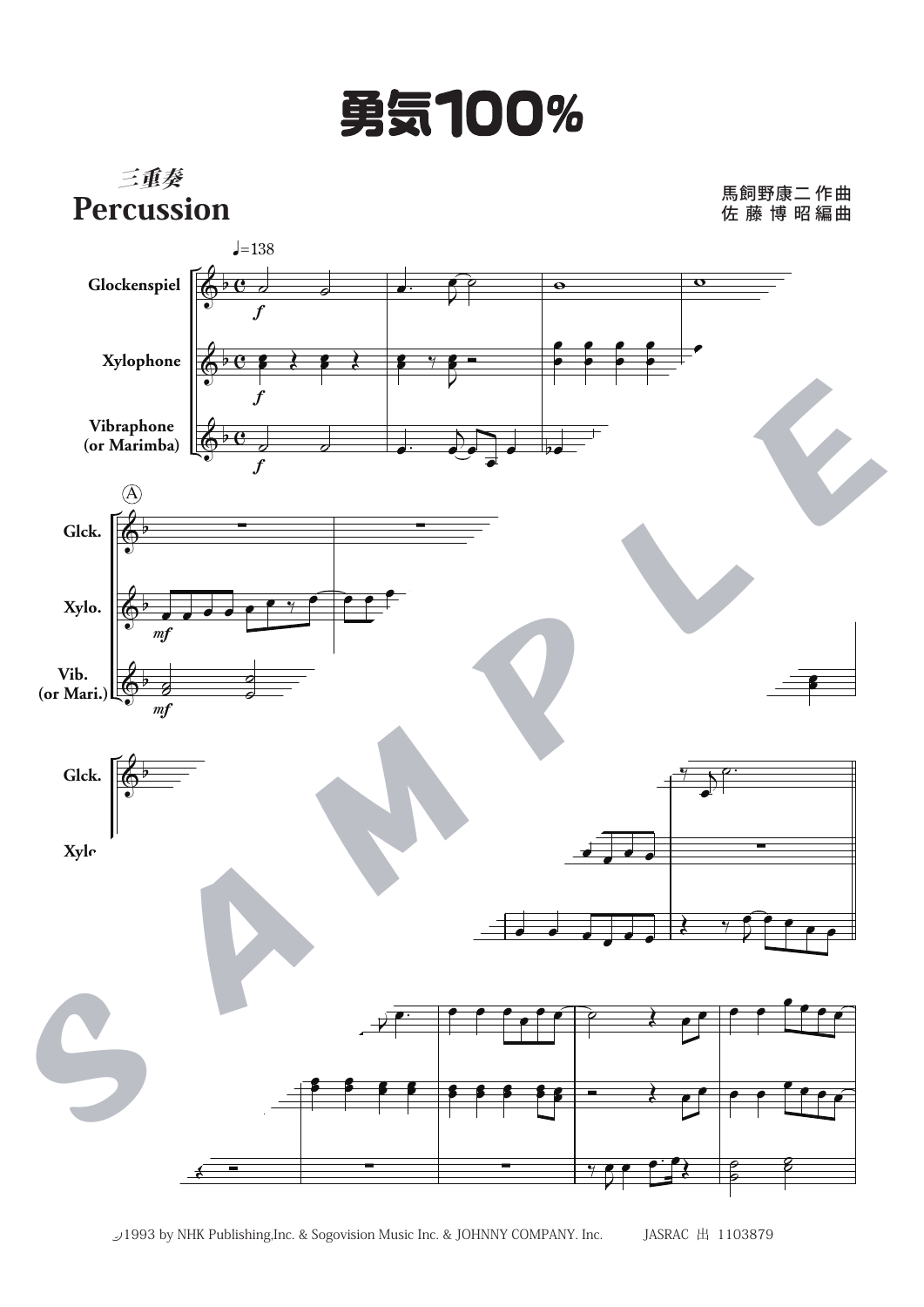# 勇気100%

三重奏
**Percussion**

馬飼野康二 作曲
佐 藤 博 昭 編曲

♩=138

Glockenspiel

Xylophone

Vibraphone (or Marimba)

Ⓐ

Glck.

Xylo.

Vib. (or Mari.)

Glck.

Xylo.

©1993 by NHK Publishing,Inc. & Sogovision Music Inc. & JOHNNY COMPANY. Inc. JASRAC 出 1103879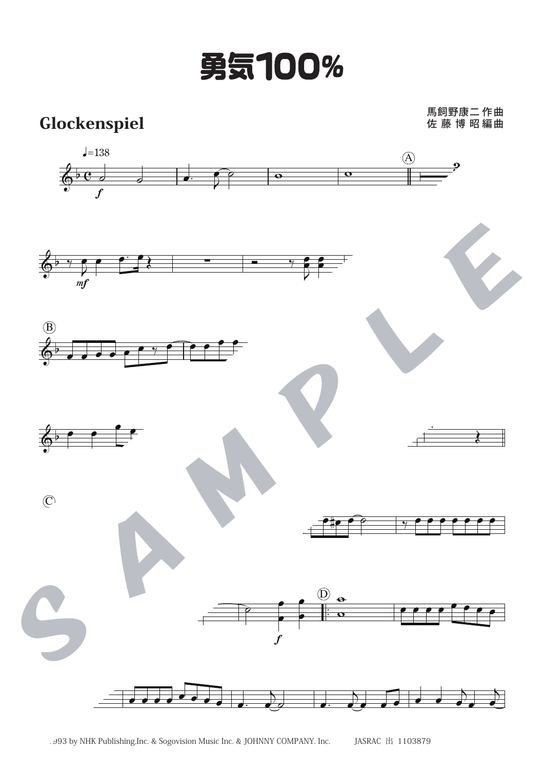# 勇気100%

## Glockenspiel

馬飼野康二 作曲
佐 藤 博 昭 編曲

.993 by NHK Publishing,Inc. & Sogovision Music Inc. & JOHNNY COMPANY. Inc.　　　JASRAC 出 1103879